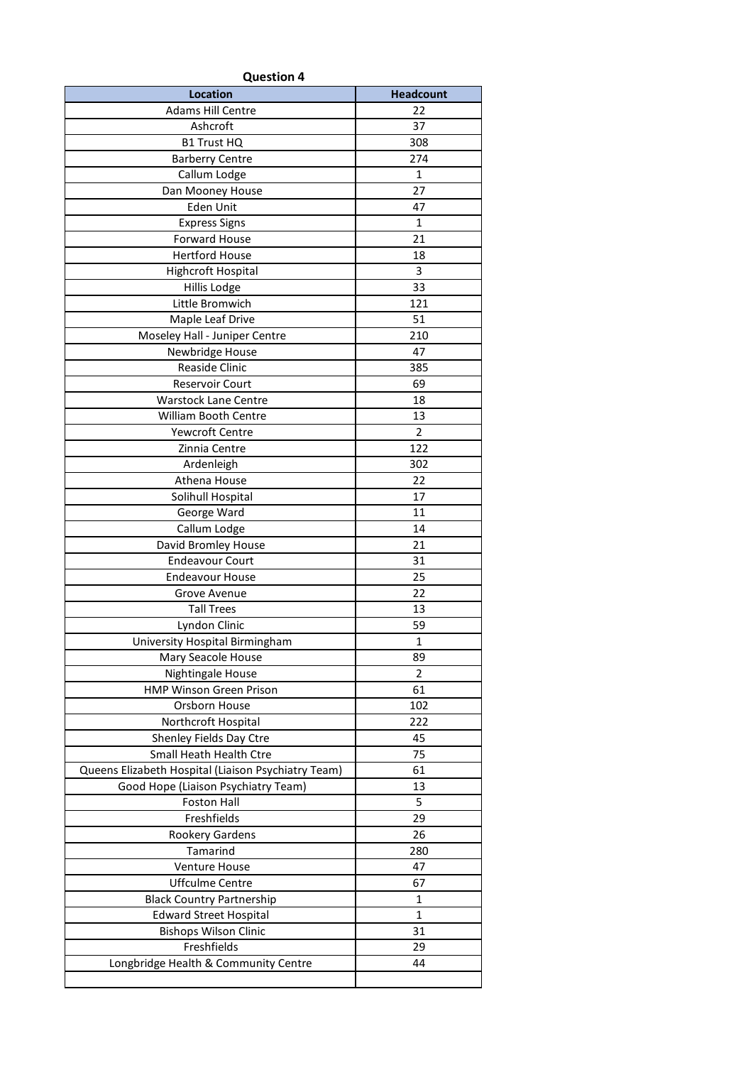**Question 4**

| Location | Headcount |
|---|---|
| Adams Hill Centre | 22 |
| Ashcroft | 37 |
| B1 Trust HQ | 308 |
| Barberry Centre | 274 |
| Callum Lodge | 1 |
| Dan Mooney House | 27 |
| Eden Unit | 47 |
| Express Signs | 1 |
| Forward House | 21 |
| Hertford House | 18 |
| Highcroft Hospital | 3 |
| Hillis Lodge | 33 |
| Little Bromwich | 121 |
| Maple Leaf Drive | 51 |
| Moseley Hall - Juniper Centre | 210 |
| Newbridge House | 47 |
| Reaside Clinic | 385 |
| Reservoir Court | 69 |
| Warstock Lane Centre | 18 |
| William Booth Centre | 13 |
| Yewcroft Centre | 2 |
| Zinnia Centre | 122 |
| Ardenleigh | 302 |
| Athena House | 22 |
| Solihull Hospital | 17 |
| George Ward | 11 |
| Callum Lodge | 14 |
| David Bromley House | 21 |
| Endeavour Court | 31 |
| Endeavour House | 25 |
| Grove Avenue | 22 |
| Tall Trees | 13 |
| Lyndon Clinic | 59 |
| University Hospital Birmingham | 1 |
| Mary Seacole House | 89 |
| Nightingale House | 2 |
| HMP Winson Green Prison | 61 |
| Orsborn House | 102 |
| Northcroft Hospital | 222 |
| Shenley Fields Day Ctre | 45 |
| Small Heath Health Ctre | 75 |
| Queens Elizabeth Hospital (Liaison Psychiatry Team) | 61 |
| Good Hope (Liaison Psychiatry Team) | 13 |
| Foston Hall | 5 |
| Freshfields | 29 |
| Rookery Gardens | 26 |
| Tamarind | 280 |
| Venture House | 47 |
| Uffculme Centre | 67 |
| Black Country Partnership | 1 |
| Edward Street Hospital | 1 |
| Bishops Wilson Clinic | 31 |
| Freshfields | 29 |
| Longbridge Health & Community Centre | 44 |
| | |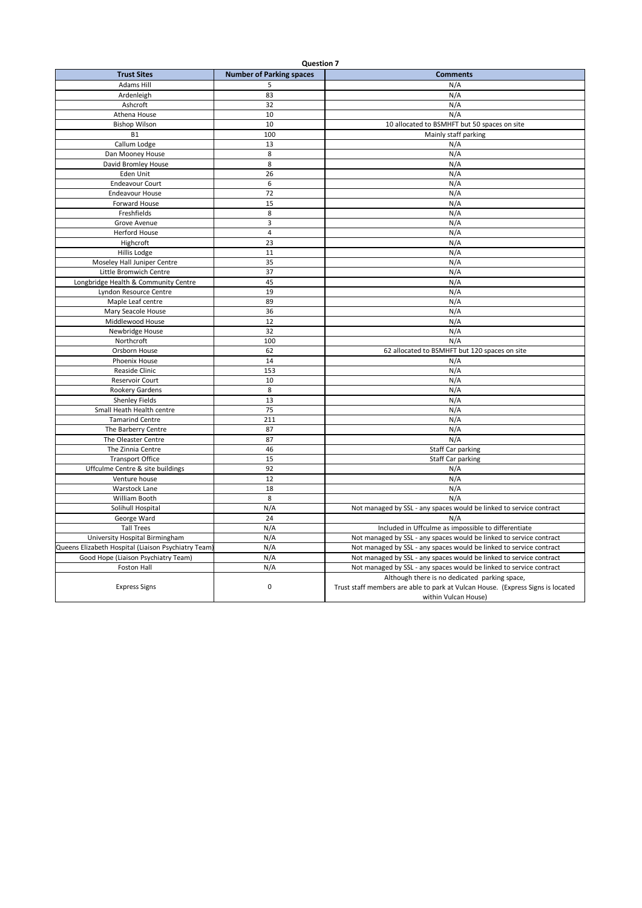**Question 7**

| Trust Sites | Number of Parking spaces | Comments |
|---|---|---|
| Adams Hill | 5 | N/A |
| Ardenleigh | 83 | N/A |
| Ashcroft | 32 | N/A |
| Athena House | 10 | N/A |
| Bishop Wilson | 10 | 10 allocated to BSMHFT but 50 spaces on site |
| B1 | 100 | Mainly staff parking |
| Callum Lodge | 13 | N/A |
| Dan Mooney House | 8 | N/A |
| David Bromley House | 8 | N/A |
| Eden Unit | 26 | N/A |
| Endeavour Court | 6 | N/A |
| Endeavour House | 72 | N/A |
| Forward House | 15 | N/A |
| Freshfields | 8 | N/A |
| Grove Avenue | 3 | N/A |
| Herford House | 4 | N/A |
| Highcroft | 23 | N/A |
| Hillis Lodge | 11 | N/A |
| Moseley Hall Juniper Centre | 35 | N/A |
| Little Bromwich Centre | 37 | N/A |
| Longbridge Health & Community Centre | 45 | N/A |
| Lyndon Resource Centre | 19 | N/A |
| Maple Leaf centre | 89 | N/A |
| Mary Seacole House | 36 | N/A |
| Middlewood House | 12 | N/A |
| Newbridge House | 32 | N/A |
| Northcroft | 100 | N/A |
| Orsborn House | 62 | 62 allocated to BSMHFT but 120 spaces on site |
| Phoenix House | 14 | N/A |
| Reaside Clinic | 153 | N/A |
| Reservoir Court | 10 | N/A |
| Rookery Gardens | 8 | N/A |
| Shenley Fields | 13 | N/A |
| Small Heath Health centre | 75 | N/A |
| Tamarind Centre | 211 | N/A |
| The Barberry Centre | 87 | N/A |
| The Oleaster Centre | 87 | N/A |
| The Zinnia Centre | 46 | Staff Car parking |
| Transport Office | 15 | Staff Car parking |
| Uffculme Centre & site buildings | 92 | N/A |
| Venture house | 12 | N/A |
| Warstock Lane | 18 | N/A |
| William Booth | 8 | N/A |
| Solihull Hospital | N/A | Not managed by SSL - any spaces would be linked to service contract |
| George Ward | 24 | N/A |
| Tall Trees | N/A | Included in Uffculme as impossible to differentiate |
| University Hospital Birmingham | N/A | Not managed by SSL - any spaces would be linked to service contract |
| Queens Elizabeth Hospital (Liaison Psychiatry Team) | N/A | Not managed by SSL - any spaces would be linked to service contract |
| Good Hope (Liaison Psychiatry Team) | N/A | Not managed by SSL - any spaces would be linked to service contract |
| Foston Hall | N/A | Not managed by SSL - any spaces would be linked to service contract |
| Express Signs | 0 | Although there is no dedicated parking space, Trust staff members are able to park at Vulcan House. (Express Signs is located within Vulcan House) |